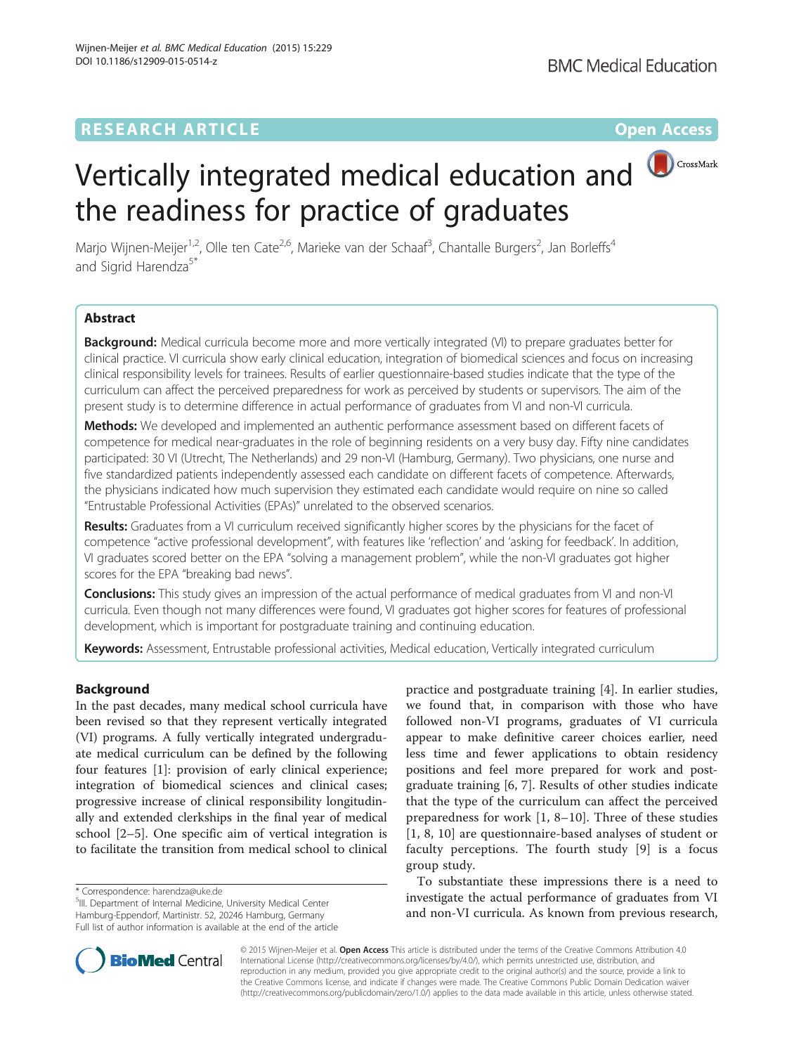RESEARCH ARTICLE

Open Access

# Vertically integrated medical education and the readiness for practice of graduates

Marjo Wijnen-Meijer[1,2], Olle ten Cate[2,6], Marieke van der Schaaf[3], Chantalle Burgers[2], Jan Borleffs[4] and Sigrid Harendza[5*]

## Abstract

**Background:** Medical curricula become more and more vertically integrated (VI) to prepare graduates better for clinical practice. VI curricula show early clinical education, integration of biomedical sciences and focus on increasing clinical responsibility levels for trainees. Results of earlier questionnaire-based studies indicate that the type of the curriculum can affect the perceived preparedness for work as perceived by students or supervisors. The aim of the present study is to determine difference in actual performance of graduates from VI and non-VI curricula.

**Methods:** We developed and implemented an authentic performance assessment based on different facets of competence for medical near-graduates in the role of beginning residents on a very busy day. Fifty nine candidates participated: 30 VI (Utrecht, The Netherlands) and 29 non-VI (Hamburg, Germany). Two physicians, one nurse and five standardized patients independently assessed each candidate on different facets of competence. Afterwards, the physicians indicated how much supervision they estimated each candidate would require on nine so called "Entrustable Professional Activities (EPAs)" unrelated to the observed scenarios.

**Results:** Graduates from a VI curriculum received significantly higher scores by the physicians for the facet of competence "active professional development", with features like 'reflection' and 'asking for feedback'. In addition, VI graduates scored better on the EPA "solving a management problem", while the non-VI graduates got higher scores for the EPA "breaking bad news".

**Conclusions:** This study gives an impression of the actual performance of medical graduates from VI and non-VI curricula. Even though not many differences were found, VI graduates got higher scores for features of professional development, which is important for postgraduate training and continuing education.

**Keywords:** Assessment, Entrustable professional activities, Medical education, Vertically integrated curriculum

## Background

In the past decades, many medical school curricula have been revised so that they represent vertically integrated (VI) programs. A fully vertically integrated undergraduate medical curriculum can be defined by the following four features [1]: provision of early clinical experience; integration of biomedical sciences and clinical cases; progressive increase of clinical responsibility longitudinally and extended clerkships in the final year of medical school [2–5]. One specific aim of vertical integration is to facilitate the transition from medical school to clinical practice and postgraduate training [4]. In earlier studies, we found that, in comparison with those who have followed non-VI programs, graduates of VI curricula appear to make definitive career choices earlier, need less time and fewer applications to obtain residency positions and feel more prepared for work and postgraduate training [6, 7]. Results of other studies indicate that the type of the curriculum can affect the perceived preparedness for work [1, 8–10]. Three of these studies [1, 8, 10] are questionnaire-based analyses of student or faculty perceptions. The fourth study [9] is a focus group study.

To substantiate these impressions there is a need to investigate the actual performance of graduates from VI and non-VI curricula. As known from previous research,

* Correspondence: harendza@uke.de
[5]III. Department of Internal Medicine, University Medical Center Hamburg-Eppendorf, Martinistr. 52, 20246 Hamburg, Germany
Full list of author information is available at the end of the article

© 2015 Wijnen-Meijer et al. **Open Access** This article is distributed under the terms of the Creative Commons Attribution 4.0 International License (http://creativecommons.org/licenses/by/4.0/), which permits unrestricted use, distribution, and reproduction in any medium, provided you give appropriate credit to the original author(s) and the source, provide a link to the Creative Commons license, and indicate if changes were made. The Creative Commons Public Domain Dedication waiver (http://creativecommons.org/publicdomain/zero/1.0/) applies to the data made available in this article, unless otherwise stated.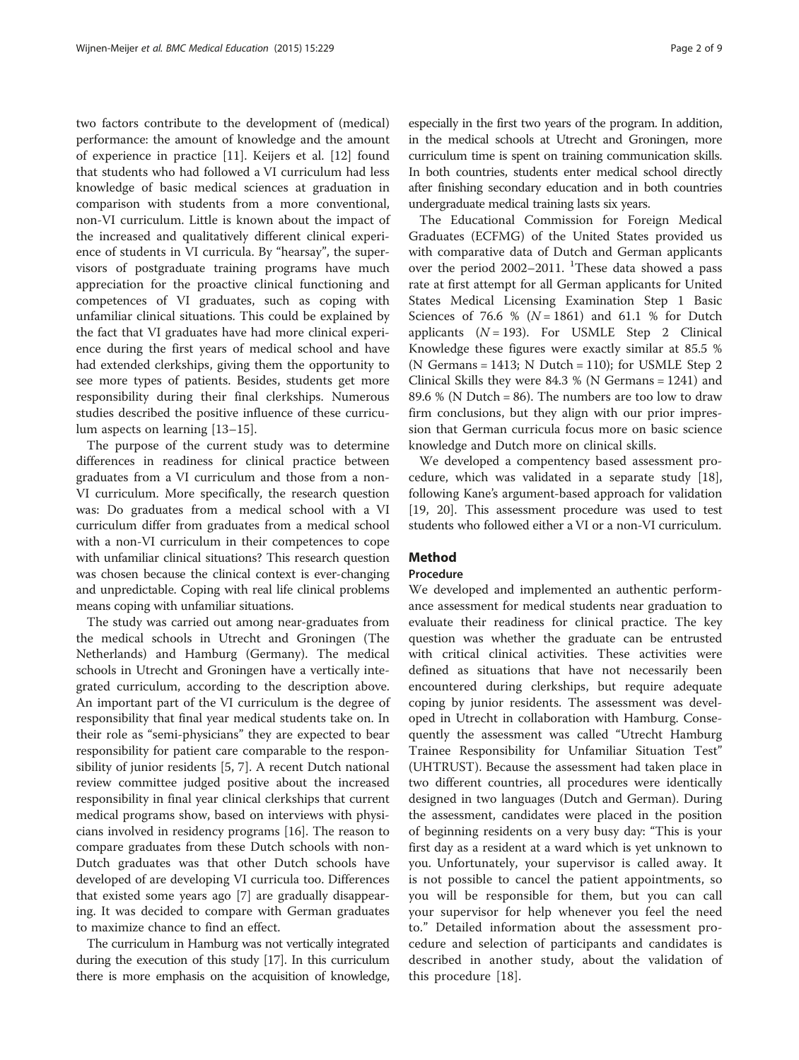two factors contribute to the development of (medical) performance: the amount of knowledge and the amount of experience in practice [11]. Keijers et al. [12] found that students who had followed a VI curriculum had less knowledge of basic medical sciences at graduation in comparison with students from a more conventional, non-VI curriculum. Little is known about the impact of the increased and qualitatively different clinical experience of students in VI curricula. By "hearsay", the supervisors of postgraduate training programs have much appreciation for the proactive clinical functioning and competences of VI graduates, such as coping with unfamiliar clinical situations. This could be explained by the fact that VI graduates have had more clinical experience during the first years of medical school and have had extended clerkships, giving them the opportunity to see more types of patients. Besides, students get more responsibility during their final clerkships. Numerous studies described the positive influence of these curriculum aspects on learning [13–15].

The purpose of the current study was to determine differences in readiness for clinical practice between graduates from a VI curriculum and those from a non-VI curriculum. More specifically, the research question was: Do graduates from a medical school with a VI curriculum differ from graduates from a medical school with a non-VI curriculum in their competences to cope with unfamiliar clinical situations? This research question was chosen because the clinical context is ever-changing and unpredictable. Coping with real life clinical problems means coping with unfamiliar situations.

The study was carried out among near-graduates from the medical schools in Utrecht and Groningen (The Netherlands) and Hamburg (Germany). The medical schools in Utrecht and Groningen have a vertically integrated curriculum, according to the description above. An important part of the VI curriculum is the degree of responsibility that final year medical students take on. In their role as "semi-physicians" they are expected to bear responsibility for patient care comparable to the responsibility of junior residents [5, 7]. A recent Dutch national review committee judged positive about the increased responsibility in final year clinical clerkships that current medical programs show, based on interviews with physicians involved in residency programs [16]. The reason to compare graduates from these Dutch schools with non-Dutch graduates was that other Dutch schools have developed of are developing VI curricula too. Differences that existed some years ago [7] are gradually disappearing. It was decided to compare with German graduates to maximize chance to find an effect.

The curriculum in Hamburg was not vertically integrated during the execution of this study [17]. In this curriculum there is more emphasis on the acquisition of knowledge, especially in the first two years of the program. In addition, in the medical schools at Utrecht and Groningen, more curriculum time is spent on training communication skills. In both countries, students enter medical school directly after finishing secondary education and in both countries undergraduate medical training lasts six years.

The Educational Commission for Foreign Medical Graduates (ECFMG) of the United States provided us with comparative data of Dutch and German applicants over the period 2002–2011. [1]These data showed a pass rate at first attempt for all German applicants for United States Medical Licensing Examination Step 1 Basic Sciences of 76.6 % ($N = 1861$) and 61.1 % for Dutch applicants ($N = 193$). For USMLE Step 2 Clinical Knowledge these figures were exactly similar at 85.5 % (N Germans = 1413; N Dutch = 110); for USMLE Step 2 Clinical Skills they were 84.3 % (N Germans = 1241) and 89.6 % (N Dutch = 86). The numbers are too low to draw firm conclusions, but they align with our prior impression that German curricula focus more on basic science knowledge and Dutch more on clinical skills.

We developed a competency based assessment procedure, which was validated in a separate study [18], following Kane's argument-based approach for validation [19, 20]. This assessment procedure was used to test students who followed either a VI or a non-VI curriculum.

## Method

### Procedure

We developed and implemented an authentic performance assessment for medical students near graduation to evaluate their readiness for clinical practice. The key question was whether the graduate can be entrusted with critical clinical activities. These activities were defined as situations that have not necessarily been encountered during clerkships, but require adequate coping by junior residents. The assessment was developed in Utrecht in collaboration with Hamburg. Consequently the assessment was called "Utrecht Hamburg Trainee Responsibility for Unfamiliar Situation Test" (UHTRUST). Because the assessment had taken place in two different countries, all procedures were identically designed in two languages (Dutch and German). During the assessment, candidates were placed in the position of beginning residents on a very busy day: "This is your first day as a resident at a ward which is yet unknown to you. Unfortunately, your supervisor is called away. It is not possible to cancel the patient appointments, so you will be responsible for them, but you can call your supervisor for help whenever you feel the need to." Detailed information about the assessment procedure and selection of participants and candidates is described in another study, about the validation of this procedure [18].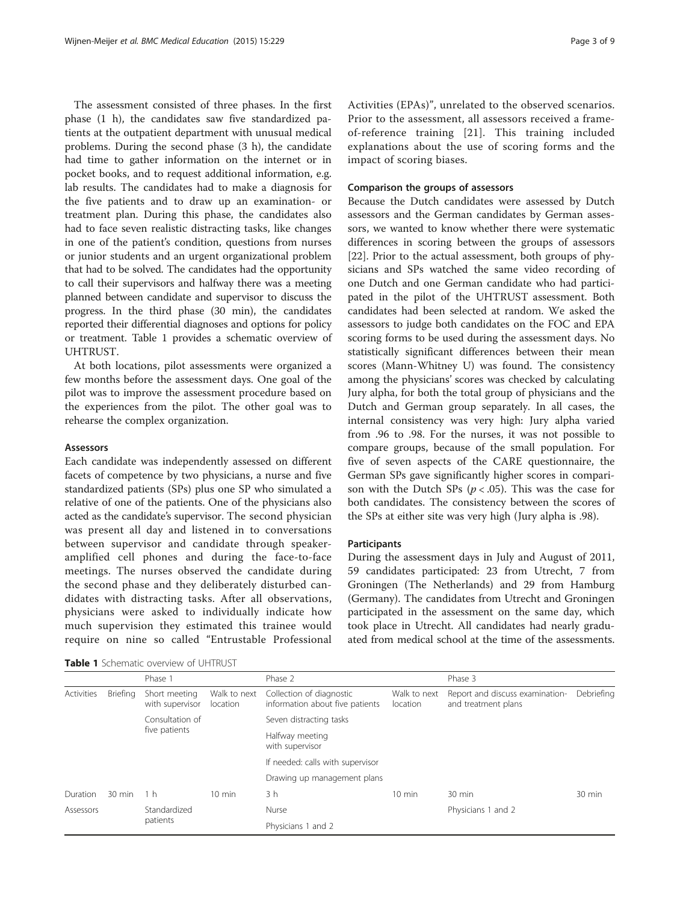The assessment consisted of three phases. In the first phase (1 h), the candidates saw five standardized patients at the outpatient department with unusual medical problems. During the second phase (3 h), the candidate had time to gather information on the internet or in pocket books, and to request additional information, e.g. lab results. The candidates had to make a diagnosis for the five patients and to draw up an examination- or treatment plan. During this phase, the candidates also had to face seven realistic distracting tasks, like changes in one of the patient's condition, questions from nurses or junior students and an urgent organizational problem that had to be solved. The candidates had the opportunity to call their supervisors and halfway there was a meeting planned between candidate and supervisor to discuss the progress. In the third phase (30 min), the candidates reported their differential diagnoses and options for policy or treatment. Table 1 provides a schematic overview of UHTRUST.

At both locations, pilot assessments were organized a few months before the assessment days. One goal of the pilot was to improve the assessment procedure based on the experiences from the pilot. The other goal was to rehearse the complex organization.

#### Assessors

Each candidate was independently assessed on different facets of competence by two physicians, a nurse and five standardized patients (SPs) plus one SP who simulated a relative of one of the patients. One of the physicians also acted as the candidate's supervisor. The second physician was present all day and listened in to conversations between supervisor and candidate through speaker-amplified cell phones and during the face-to-face meetings. The nurses observed the candidate during the second phase and they deliberately disturbed candidates with distracting tasks. After all observations, physicians were asked to individually indicate how much supervision they estimated this trainee would require on nine so called "Entrustable Professional Activities (EPAs)", unrelated to the observed scenarios. Prior to the assessment, all assessors received a frame-of-reference training [21]. This training included explanations about the use of scoring forms and the impact of scoring biases.

#### Comparison the groups of assessors

Because the Dutch candidates were assessed by Dutch assessors and the German candidates by German assessors, we wanted to know whether there were systematic differences in scoring between the groups of assessors [22]. Prior to the actual assessment, both groups of physicians and SPs watched the same video recording of one Dutch and one German candidate who had participated in the pilot of the UHTRUST assessment. Both candidates had been selected at random. We asked the assessors to judge both candidates on the FOC and EPA scoring forms to be used during the assessment days. No statistically significant differences between their mean scores (Mann-Whitney U) was found. The consistency among the physicians' scores was checked by calculating Jury alpha, for both the total group of physicians and the Dutch and German group separately. In all cases, the internal consistency was very high: Jury alpha varied from .96 to .98. For the nurses, it was not possible to compare groups, because of the small population. For five of seven aspects of the CARE questionnaire, the German SPs gave significantly higher scores in comparison with the Dutch SPs ($p < .05$). This was the case for both candidates. The consistency between the scores of the SPs at either site was very high (Jury alpha is .98).

#### Participants

During the assessment days in July and August of 2011, 59 candidates participated: 23 from Utrecht, 7 from Groningen (The Netherlands) and 29 from Hamburg (Germany). The candidates from Utrecht and Groningen participated in the assessment on the same day, which took place in Utrecht. All candidates had nearly graduated from medical school at the time of the assessments.

**Table 1** Schematic overview of UHTRUST

| | | Phase 1 | | Phase 2 | | Phase 3 | |
|---|---|---|---|---|---|---|---|
| Activities | Briefing | Short meeting with supervisor | Walk to next location | Collection of diagnostic information about five patients | Walk to next location | Report and discuss examination- and treatment plans | Debriefing |
| | | Consultation of five patients | | Seven distracting tasks | | | |
| | | | | Halfway meeting with supervisor | | | |
| | | | | If needed: calls with supervisor | | | |
| | | | | Drawing up management plans | | | |
| Duration | 30 min | 1 h | 10 min | 3 h | 10 min | 30 min | 30 min |
| Assessors | | Standardized patients | | Nurse | | Physicians 1 and 2 | |
| | | | | Physicians 1 and 2 | | | |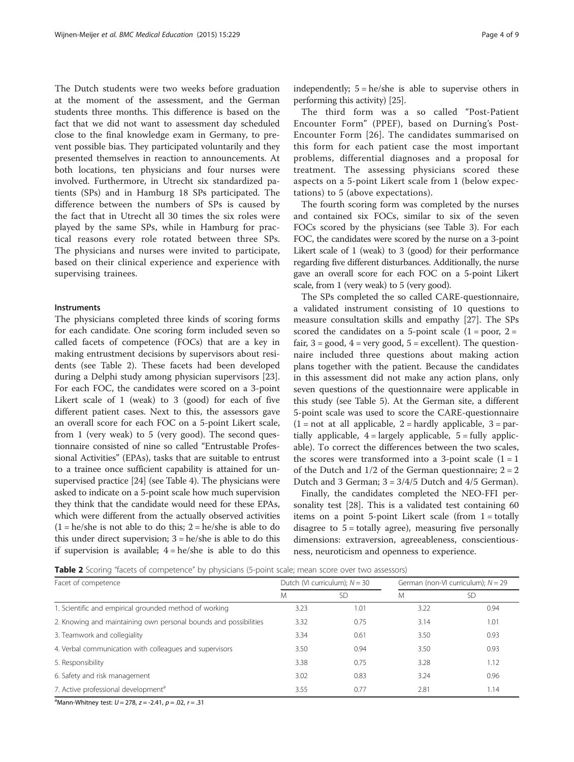The Dutch students were two weeks before graduation at the moment of the assessment, and the German students three months. This difference is based on the fact that we did not want to assessment day scheduled close to the final knowledge exam in Germany, to prevent possible bias. They participated voluntarily and they presented themselves in reaction to announcements. At both locations, ten physicians and four nurses were involved. Furthermore, in Utrecht six standardized patients (SPs) and in Hamburg 18 SPs participated. The difference between the numbers of SPs is caused by the fact that in Utrecht all 30 times the six roles were played by the same SPs, while in Hamburg for practical reasons every role rotated between three SPs. The physicians and nurses were invited to participate, based on their clinical experience and experience with supervising trainees.

### Instruments

The physicians completed three kinds of scoring forms for each candidate. One scoring form included seven so called facets of competence (FOCs) that are a key in making entrustment decisions by supervisors about residents (see Table 2). These facets had been developed during a Delphi study among physician supervisors [23]. For each FOC, the candidates were scored on a 3-point Likert scale of 1 (weak) to 3 (good) for each of five different patient cases. Next to this, the assessors gave an overall score for each FOC on a 5-point Likert scale, from 1 (very weak) to 5 (very good). The second questionnaire consisted of nine so called "Entrustable Professional Activities" (EPAs), tasks that are suitable to entrust to a trainee once sufficient capability is attained for unsupervised practice [24] (see Table 4). The physicians were asked to indicate on a 5-point scale how much supervision they think that the candidate would need for these EPAs, which were different from the actually observed activities (1 = he/she is not able to do this; 2 = he/she is able to do this under direct supervision; 3 = he/she is able to do this if supervision is available; 4 = he/she is able to do this independently; 5 = he/she is able to supervise others in performing this activity) [25].

The third form was a so called "Post-Patient Encounter Form" (PPEF), based on Durning's Post-Encounter Form [26]. The candidates summarised on this form for each patient case the most important problems, differential diagnoses and a proposal for treatment. The assessing physicians scored these aspects on a 5-point Likert scale from 1 (below expectations) to 5 (above expectations).

The fourth scoring form was completed by the nurses and contained six FOCs, similar to six of the seven FOCs scored by the physicians (see Table 3). For each FOC, the candidates were scored by the nurse on a 3-point Likert scale of 1 (weak) to 3 (good) for their performance regarding five different disturbances. Additionally, the nurse gave an overall score for each FOC on a 5-point Likert scale, from 1 (very weak) to 5 (very good).

The SPs completed the so called CARE-questionnaire, a validated instrument consisting of 10 questions to measure consultation skills and empathy [27]. The SPs scored the candidates on a 5-point scale (1 = poor, 2 = fair, 3 = good, 4 = very good, 5 = excellent). The questionnaire included three questions about making action plans together with the patient. Because the candidates in this assessment did not make any action plans, only seven questions of the questionnaire were applicable in this study (see Table 5). At the German site, a different 5-point scale was used to score the CARE-questionnaire (1 = not at all applicable, 2 = hardly applicable, 3 = partially applicable, 4 = largely applicable, 5 = fully applicable). To correct the differences between the two scales, the scores were transformed into a 3-point scale (1 = 1 of the Dutch and 1/2 of the German questionnaire; 2 = 2 Dutch and 3 German; 3 = 3/4/5 Dutch and 4/5 German).

Finally, the candidates completed the NEO-FFI personality test [28]. This is a validated test containing 60 items on a point 5-point Likert scale (from 1 = totally disagree to 5 = totally agree), measuring five personally dimensions: extraversion, agreeableness, conscientiousness, neuroticism and openness to experience.

**Table 2** Scoring "facets of competence" by physicians (5-point scale; mean score over two assessors)

| Facet of competence | Dutch (VI curriculum); $N = 30$ | | German (non-VI curriculum); $N = 29$ | |
|---|---|---|---|---|
| | M | SD | M | SD |
| 1. Scientific and empirical grounded method of working | 3.23 | 1.01 | 3.22 | 0.94 |
| 2. Knowing and maintaining own personal bounds and possibilities | 3.32 | 0.75 | 3.14 | 1.01 |
| 3. Teamwork and collegiality | 3.34 | 0.61 | 3.50 | 0.93 |
| 4. Verbal communication with colleagues and supervisors | 3.50 | 0.94 | 3.50 | 0.93 |
| 5. Responsibility | 3.38 | 0.75 | 3.28 | 1.12 |
| 6. Safety and risk management | 3.02 | 0.83 | 3.24 | 0.96 |
| 7. Active professional development[a] | 3.55 | 0.77 | 2.81 | 1.14 |

[a]Mann-Whitney test: $U = 278$, $z = -2.41$, $p = .02$, $r = .31$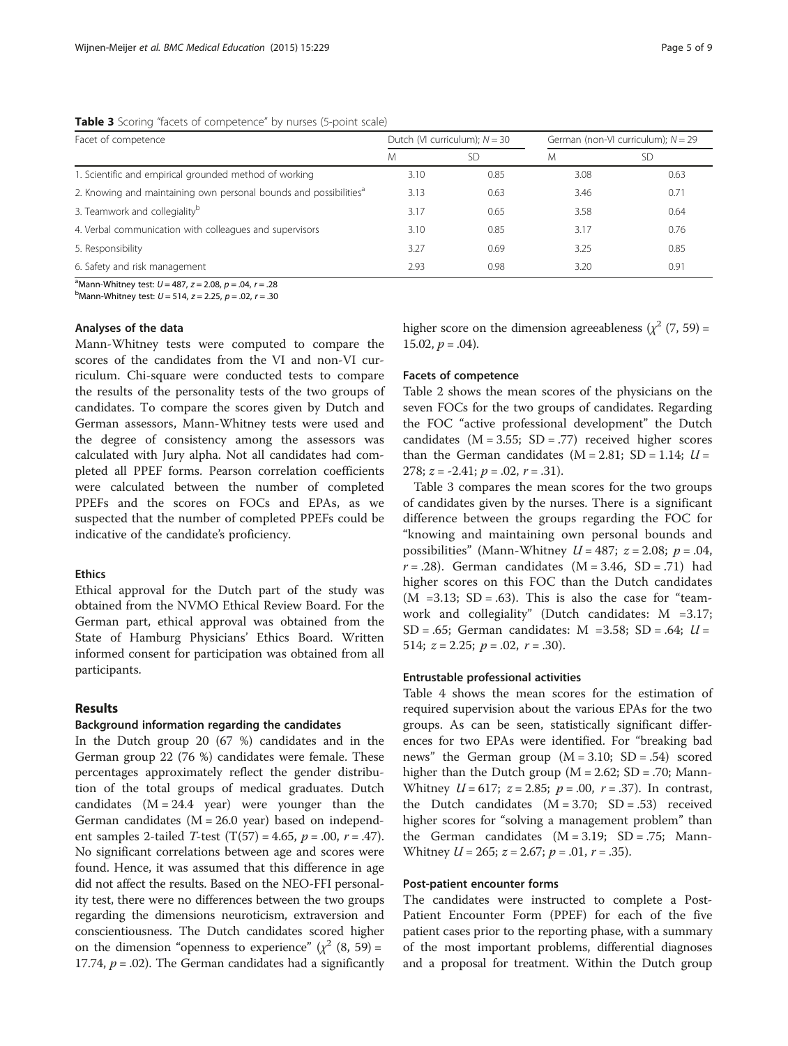**Table 3** Scoring "facets of competence" by nurses (5-point scale)

| Facet of competence | Dutch (VI curriculum); $N = 30$ | | German (non-VI curriculum); $N = 29$ | |
|---|---|---|---|---|
| | M | SD | M | SD |
| 1. Scientific and empirical grounded method of working | 3.10 | 0.85 | 3.08 | 0.63 |
| 2. Knowing and maintaining own personal bounds and possibilities[a] | 3.13 | 0.63 | 3.46 | 0.71 |
| 3. Teamwork and collegiality[b] | 3.17 | 0.65 | 3.58 | 0.64 |
| 4. Verbal communication with colleagues and supervisors | 3.10 | 0.85 | 3.17 | 0.76 |
| 5. Responsibility | 3.27 | 0.69 | 3.25 | 0.85 |
| 6. Safety and risk management | 2.93 | 0.98 | 3.20 | 0.91 |

[a]Mann-Whitney test: $U = 487$, $z = 2.08$, $p = .04$, $r = .28$
[b]Mann-Whitney test: $U = 514$, $z = 2.25$, $p = .02$, $r = .30$

### Analyses of the data

Mann-Whitney tests were computed to compare the scores of the candidates from the VI and non-VI curriculum. Chi-square were conducted tests to compare the results of the personality tests of the two groups of candidates. To compare the scores given by Dutch and German assessors, Mann-Whitney tests were used and the degree of consistency among the assessors was calculated with Jury alpha. Not all candidates had completed all PPEF forms. Pearson correlation coefficients were calculated between the number of completed PPEFs and the scores on FOCs and EPAs, as we suspected that the number of completed PPEFs could be indicative of the candidate's proficiency.

### Ethics

Ethical approval for the Dutch part of the study was obtained from the NVMO Ethical Review Board. For the German part, ethical approval was obtained from the State of Hamburg Physicians' Ethics Board. Written informed consent for participation was obtained from all participants.

## Results

### Background information regarding the candidates

In the Dutch group 20 (67 %) candidates and in the German group 22 (76 %) candidates were female. These percentages approximately reflect the gender distribution of the total groups of medical graduates. Dutch candidates (M = 24.4 year) were younger than the German candidates (M = 26.0 year) based on independent samples 2-tailed *T*-test ($T(57) = 4.65$, $p = .00$, $r = .47$). No significant correlations between age and scores were found. Hence, it was assumed that this difference in age did not affect the results. Based on the NEO-FFI personality test, there were no differences between the two groups regarding the dimensions neuroticism, extraversion and conscientiousness. The Dutch candidates scored higher on the dimension "openness to experience" ($\chi^2$ (8, 59) = 17.74, $p = .02$). The German candidates had a significantly higher score on the dimension agreeableness ($\chi^2$ (7, 59) = 15.02, $p = .04$).

### Facets of competence

Table 2 shows the mean scores of the physicians on the seven FOCs for the two groups of candidates. Regarding the FOC "active professional development" the Dutch candidates (M = 3.55; SD = .77) received higher scores than the German candidates (M = 2.81; SD = 1.14; $U = 278$; $z = -2.41$; $p = .02$, $r = .31$).

Table 3 compares the mean scores for the two groups of candidates given by the nurses. There is a significant difference between the groups regarding the FOC for "knowing and maintaining own personal bounds and possibilities" (Mann-Whitney $U = 487$; $z = 2.08$; $p = .04$, $r = .28$). German candidates (M = 3.46, SD = .71) had higher scores on this FOC than the Dutch candidates (M =3.13; SD = .63). This is also the case for "teamwork and collegiality" (Dutch candidates: M =3.17; SD = .65; German candidates: M =3.58; SD = .64; $U = 514$; $z = 2.25$; $p = .02$, $r = .30$).

### Entrustable professional activities

Table 4 shows the mean scores for the estimation of required supervision about the various EPAs for the two groups. As can be seen, statistically significant differences for two EPAs were identified. For "breaking bad news" the German group (M = 3.10; SD = .54) scored higher than the Dutch group (M = 2.62; SD = .70; Mann-Whitney $U = 617$; $z = 2.85$; $p = .00$, $r = .37$). In contrast, the Dutch candidates (M = 3.70; SD = .53) received higher scores for "solving a management problem" than the German candidates (M = 3.19; SD = .75; Mann-Whitney $U = 265$; $z = 2.67$; $p = .01$, $r = .35$).

### Post-patient encounter forms

The candidates were instructed to complete a Post-Patient Encounter Form (PPEF) for each of the five patient cases prior to the reporting phase, with a summary of the most important problems, differential diagnoses and a proposal for treatment. Within the Dutch group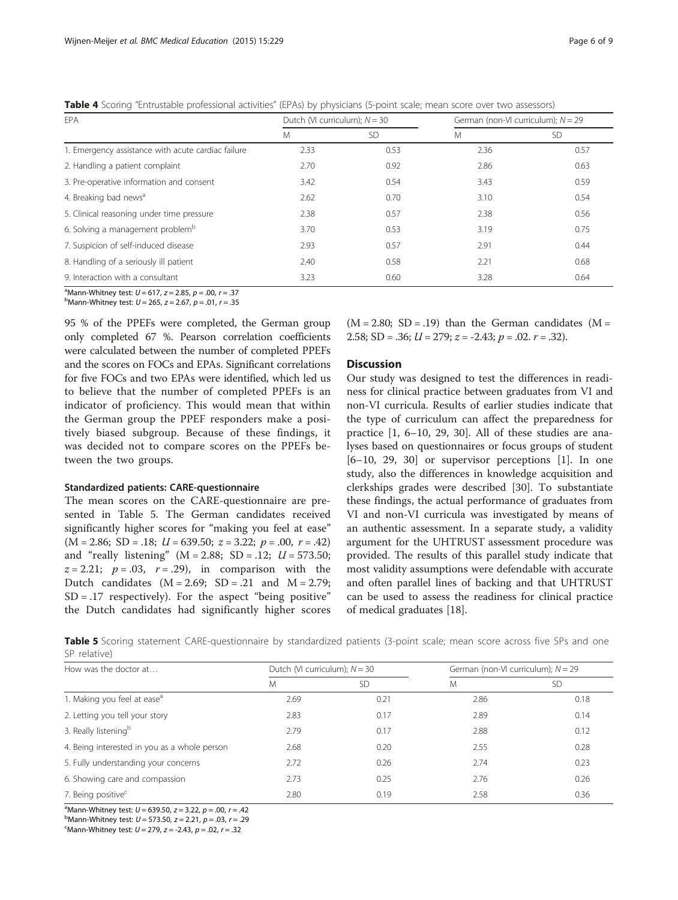**Table 4** Scoring "Entrustable professional activities" (EPAs) by physicians (5-point scale; mean score over two assessors)

| EPA | Dutch (VI curriculum); $N = 30$ | | German (non-VI curriculum); $N = 29$ | |
|---|---|---|---|---|
| | M | SD | M | SD |
| 1. Emergency assistance with acute cardiac failure | 2.33 | 0.53 | 2.36 | 0.57 |
| 2. Handling a patient complaint | 2.70 | 0.92 | 2.86 | 0.63 |
| 3. Pre-operative information and consent | 3.42 | 0.54 | 3.43 | 0.59 |
| 4. Breaking bad news[a] | 2.62 | 0.70 | 3.10 | 0.54 |
| 5. Clinical reasoning under time pressure | 2.38 | 0.57 | 2.38 | 0.56 |
| 6. Solving a management problem[b] | 3.70 | 0.53 | 3.19 | 0.75 |
| 7. Suspicion of self-induced disease | 2.93 | 0.57 | 2.91 | 0.44 |
| 8. Handling of a seriously ill patient | 2.40 | 0.58 | 2.21 | 0.68 |
| 9. Interaction with a consultant | 3.23 | 0.60 | 3.28 | 0.64 |

[a]Mann-Whitney test: $U = 617$, $z = 2.85$, $p = .00$, $r = .37$
[b]Mann-Whitney test: $U = 265$, $z = 2.67$, $p = .01$, $r = .35$

95 % of the PPEFs were completed, the German group only completed 67 %. Pearson correlation coefficients were calculated between the number of completed PPEFs and the scores on FOCs and EPAs. Significant correlations for five FOCs and two EPAs were identified, which led us to believe that the number of completed PPEFs is an indicator of proficiency. This would mean that within the German group the PPEF responders make a positively biased subgroup. Because of these findings, it was decided not to compare scores on the PPEFs between the two groups.

### Standardized patients: CARE-questionnaire

The mean scores on the CARE-questionnaire are presented in Table 5. The German candidates received significantly higher scores for "making you feel at ease" (M = 2.86; SD = .18; $U = 639.50$; $z = 3.22$; $p = .00$, $r = .42$) and "really listening" (M = 2.88; SD = .12; $U = 573.50$; $z = 2.21$; $p = .03$, $r = .29$), in comparison with the Dutch candidates (M = 2.69; SD = .21 and M = 2.79; SD = .17 respectively). For the aspect "being positive" the Dutch candidates had significantly higher scores (M = 2.80; SD = .19) than the German candidates (M = 2.58; SD = .36; $U = 279$; $z = -2.43$; $p = .02$. $r = .32$).

## Discussion

Our study was designed to test the differences in readiness for clinical practice between graduates from VI and non-VI curricula. Results of earlier studies indicate that the type of curriculum can affect the preparedness for practice [1, 6–10, 29, 30]. All of these studies are analyses based on questionnaires or focus groups of student [6–10, 29, 30] or supervisor perceptions [1]. In one study, also the differences in knowledge acquisition and clerkships grades were described [30]. To substantiate these findings, the actual performance of graduates from VI and non-VI curricula was investigated by means of an authentic assessment. In a separate study, a validity argument for the UHTRUST assessment procedure was provided. The results of this parallel study indicate that most validity assumptions were defendable with accurate and often parallel lines of backing and that UHTRUST can be used to assess the readiness for clinical practice of medical graduates [18].

**Table 5** Scoring statement CARE-questionnaire by standardized patients (3-point scale; mean score across five SPs and one SP relative)

| How was the doctor at… | Dutch (VI curriculum); $N = 30$ | | German (non-VI curriculum); $N = 29$ | |
|---|---|---|---|---|
| | M | SD | M | SD |
| 1. Making you feel at ease[a] | 2.69 | 0.21 | 2.86 | 0.18 |
| 2. Letting you tell your story | 2.83 | 0.17 | 2.89 | 0.14 |
| 3. Really listening[b] | 2.79 | 0.17 | 2.88 | 0.12 |
| 4. Being interested in you as a whole person | 2.68 | 0.20 | 2.55 | 0.28 |
| 5. Fully understanding your concerns | 2.72 | 0.26 | 2.74 | 0.23 |
| 6. Showing care and compassion | 2.73 | 0.25 | 2.76 | 0.26 |
| 7. Being positive[c] | 2.80 | 0.19 | 2.58 | 0.36 |

[a]Mann-Whitney test: $U = 639.50$, $z = 3.22$, $p = .00$, $r = .42$
[b]Mann-Whitney test: $U = 573.50$, $z = 2.21$, $p = .03$, $r = .29$
[c]Mann-Whitney test: $U = 279$, $z = -2.43$, $p = .02$, $r = .32$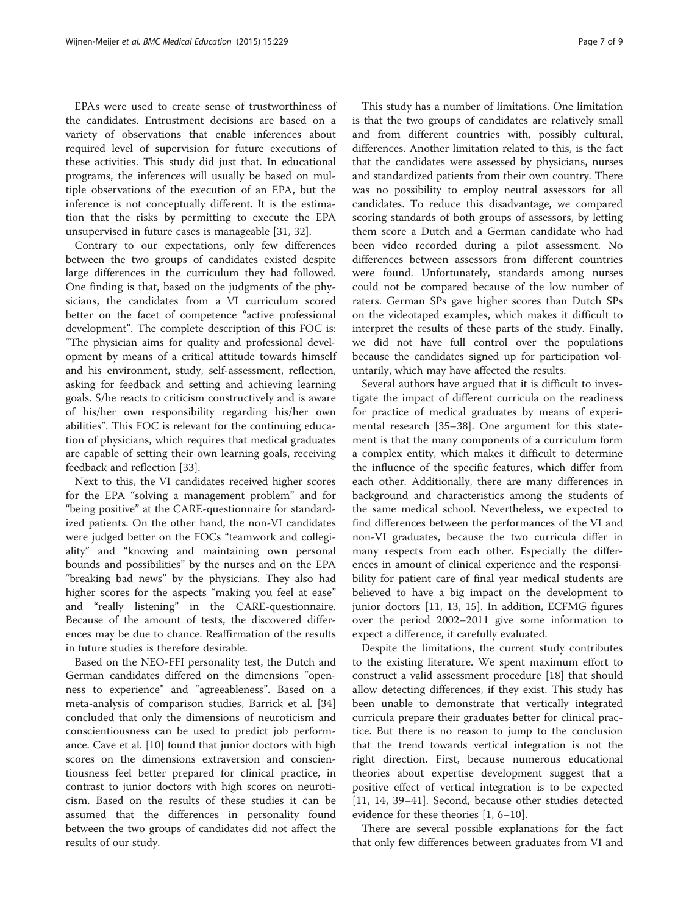EPAs were used to create sense of trustworthiness of the candidates. Entrustment decisions are based on a variety of observations that enable inferences about required level of supervision for future executions of these activities. This study did just that. In educational programs, the inferences will usually be based on multiple observations of the execution of an EPA, but the inference is not conceptually different. It is the estimation that the risks by permitting to execute the EPA unsupervised in future cases is manageable [31, 32].

Contrary to our expectations, only few differences between the two groups of candidates existed despite large differences in the curriculum they had followed. One finding is that, based on the judgments of the physicians, the candidates from a VI curriculum scored better on the facet of competence "active professional development". The complete description of this FOC is: "The physician aims for quality and professional development by means of a critical attitude towards himself and his environment, study, self-assessment, reflection, asking for feedback and setting and achieving learning goals. S/he reacts to criticism constructively and is aware of his/her own responsibility regarding his/her own abilities". This FOC is relevant for the continuing education of physicians, which requires that medical graduates are capable of setting their own learning goals, receiving feedback and reflection [33].

Next to this, the VI candidates received higher scores for the EPA "solving a management problem" and for "being positive" at the CARE-questionnaire for standardized patients. On the other hand, the non-VI candidates were judged better on the FOCs "teamwork and collegiality" and "knowing and maintaining own personal bounds and possibilities" by the nurses and on the EPA "breaking bad news" by the physicians. They also had higher scores for the aspects "making you feel at ease" and "really listening" in the CARE-questionnaire. Because of the amount of tests, the discovered differences may be due to chance. Reaffirmation of the results in future studies is therefore desirable.

Based on the NEO-FFI personality test, the Dutch and German candidates differed on the dimensions "openness to experience" and "agreeableness". Based on a meta-analysis of comparison studies, Barrick et al. [34] concluded that only the dimensions of neuroticism and conscientiousness can be used to predict job performance. Cave et al. [10] found that junior doctors with high scores on the dimensions extraversion and conscientiousness feel better prepared for clinical practice, in contrast to junior doctors with high scores on neuroticism. Based on the results of these studies it can be assumed that the differences in personality found between the two groups of candidates did not affect the results of our study.

This study has a number of limitations. One limitation is that the two groups of candidates are relatively small and from different countries with, possibly cultural, differences. Another limitation related to this, is the fact that the candidates were assessed by physicians, nurses and standardized patients from their own country. There was no possibility to employ neutral assessors for all candidates. To reduce this disadvantage, we compared scoring standards of both groups of assessors, by letting them score a Dutch and a German candidate who had been video recorded during a pilot assessment. No differences between assessors from different countries were found. Unfortunately, standards among nurses could not be compared because of the low number of raters. German SPs gave higher scores than Dutch SPs on the videotaped examples, which makes it difficult to interpret the results of these parts of the study. Finally, we did not have full control over the populations because the candidates signed up for participation voluntarily, which may have affected the results.

Several authors have argued that it is difficult to investigate the impact of different curricula on the readiness for practice of medical graduates by means of experimental research [35–38]. One argument for this statement is that the many components of a curriculum form a complex entity, which makes it difficult to determine the influence of the specific features, which differ from each other. Additionally, there are many differences in background and characteristics among the students of the same medical school. Nevertheless, we expected to find differences between the performances of the VI and non-VI graduates, because the two curricula differ in many respects from each other. Especially the differences in amount of clinical experience and the responsibility for patient care of final year medical students are believed to have a big impact on the development to junior doctors [11, 13, 15]. In addition, ECFMG figures over the period 2002–2011 give some information to expect a difference, if carefully evaluated.

Despite the limitations, the current study contributes to the existing literature. We spent maximum effort to construct a valid assessment procedure [18] that should allow detecting differences, if they exist. This study has been unable to demonstrate that vertically integrated curricula prepare their graduates better for clinical practice. But there is no reason to jump to the conclusion that the trend towards vertical integration is not the right direction. First, because numerous educational theories about expertise development suggest that a positive effect of vertical integration is to be expected [11, 14, 39–41]. Second, because other studies detected evidence for these theories [1, 6–10].

There are several possible explanations for the fact that only few differences between graduates from VI and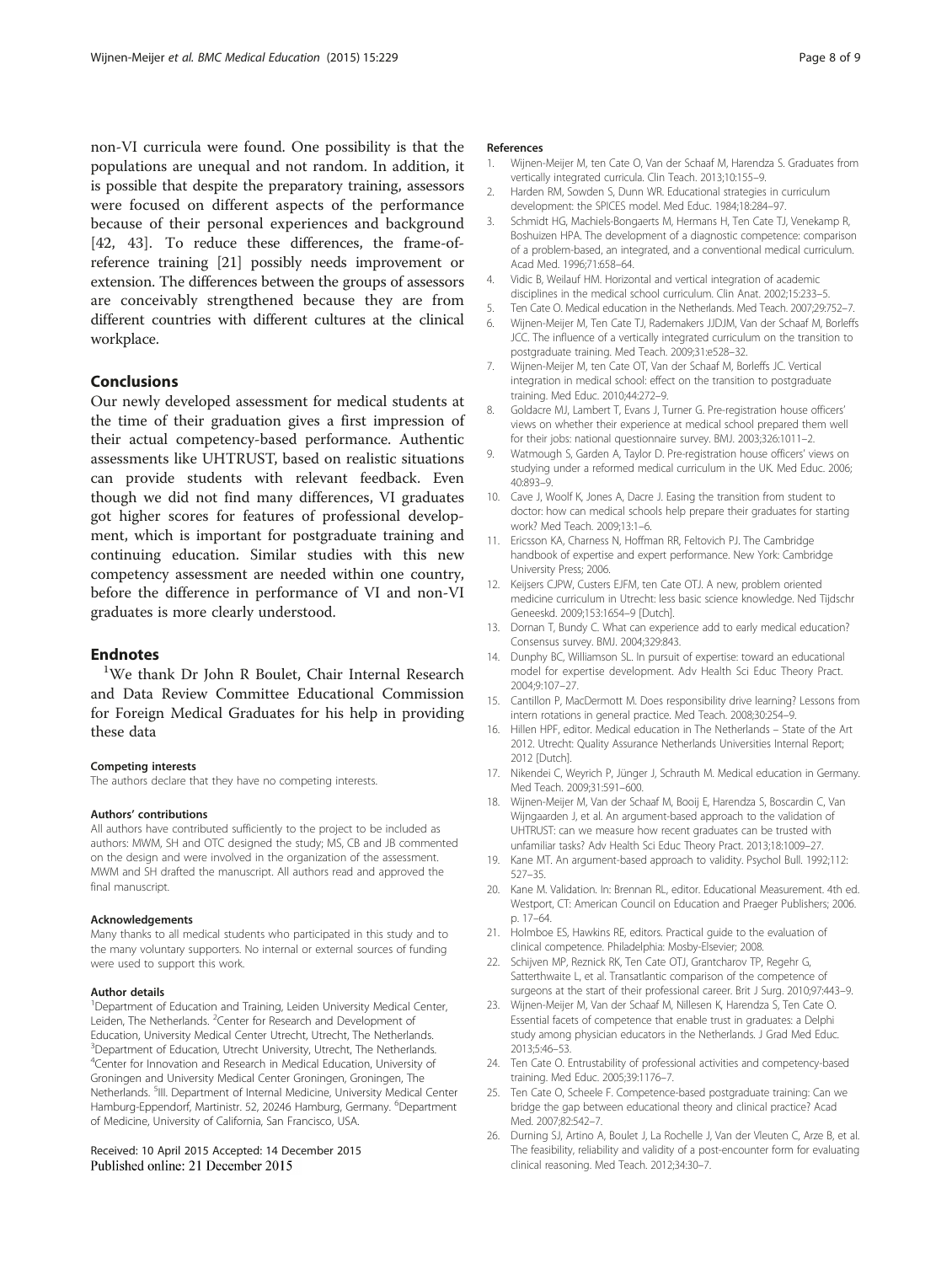non-VI curricula were found. One possibility is that the populations are unequal and not random. In addition, it is possible that despite the preparatory training, assessors were focused on different aspects of the performance because of their personal experiences and background [42, 43]. To reduce these differences, the frame-of-reference training [21] possibly needs improvement or extension. The differences between the groups of assessors are conceivably strengthened because they are from different countries with different cultures at the clinical workplace.

## Conclusions

Our newly developed assessment for medical students at the time of their graduation gives a first impression of their actual competency-based performance. Authentic assessments like UHTRUST, based on realistic situations can provide students with relevant feedback. Even though we did not find many differences, VI graduates got higher scores for features of professional development, which is important for postgraduate training and continuing education. Similar studies with this new competency assessment are needed within one country, before the difference in performance of VI and non-VI graduates is more clearly understood.

## Endnotes

[1]We thank Dr John R Boulet, Chair Internal Research and Data Review Committee Educational Commission for Foreign Medical Graduates for his help in providing these data

#### Competing interests

The authors declare that they have no competing interests.

#### Authors' contributions

All authors have contributed sufficiently to the project to be included as authors: MWM, SH and OTC designed the study; MS, CB and JB commented on the design and were involved in the organization of the assessment. MWM and SH drafted the manuscript. All authors read and approved the final manuscript.

#### Acknowledgements

Many thanks to all medical students who participated in this study and to the many voluntary supporters. No internal or external sources of funding were used to support this work.

#### Author details

[1]Department of Education and Training, Leiden University Medical Center, Leiden, The Netherlands. [2]Center for Research and Development of Education, University Medical Center Utrecht, Utrecht, The Netherlands. [3]Department of Education, Utrecht University, Utrecht, The Netherlands. [4]Center for Innovation and Research in Medical Education, University of Groningen and University Medical Center Groningen, Groningen, The Netherlands. [5]III. Department of Internal Medicine, University Medical Center Hamburg-Eppendorf, Martinistr. 52, 20246 Hamburg, Germany. [6]Department of Medicine, University of California, San Francisco, USA.

Received: 10 April 2015 Accepted: 14 December 2015
Published online: 21 December 2015

#### References

1. Wijnen-Meijer M, ten Cate O, Van der Schaaf M, Harendza S. Graduates from vertically integrated curricula. Clin Teach. 2013;10:155–9.
2. Harden RM, Sowden S, Dunn WR. Educational strategies in curriculum development: the SPICES model. Med Educ. 1984;18:284–97.
3. Schmidt HG, Machiels-Bongaerts M, Hermans H, Ten Cate TJ, Venekamp R, Boshuizen HPA. The development of a diagnostic competence: comparison of a problem-based, an integrated, and a conventional medical curriculum. Acad Med. 1996;71:658–64.
4. Vidic B, Weilauf HM. Horizontal and vertical integration of academic disciplines in the medical school curriculum. Clin Anat. 2002;15:233–5.
5. Ten Cate O. Medical education in the Netherlands. Med Teach. 2007;29:752–7.
6. Wijnen-Meijer M, Ten Cate TJ, Rademakers JJDJM, Van der Schaaf M, Borleffs JCC. The influence of a vertically integrated curriculum on the transition to postgraduate training. Med Teach. 2009;31:e528–32.
7. Wijnen-Meijer M, ten Cate OT, Van der Schaaf M, Borleffs JC. Vertical integration in medical school: effect on the transition to postgraduate training. Med Educ. 2010;44:272–9.
8. Goldacre MJ, Lambert T, Evans J, Turner G. Pre-registration house officers' views on whether their experience at medical school prepared them well for their jobs: national questionnaire survey. BMJ. 2003;326:1011–2.
9. Watmough S, Garden A, Taylor D. Pre-registration house officers' views on studying under a reformed medical curriculum in the UK. Med Educ. 2006; 40:893–9.
10. Cave J, Woolf K, Jones A, Dacre J. Easing the transition from student to doctor: how can medical schools help prepare their graduates for starting work? Med Teach. 2009;13:1–6.
11. Ericsson KA, Charness N, Hoffman RR, Feltovich PJ. The Cambridge handbook of expertise and expert performance. New York: Cambridge University Press; 2006.
12. Keijsers CJPW, Custers EJFM, ten Cate OTJ. A new, problem oriented medicine curriculum in Utrecht: less basic science knowledge. Ned Tijdschr Geneeskd. 2009;153:1654–9 [Dutch].
13. Dornan T, Bundy C. What can experience add to early medical education? Consensus survey. BMJ. 2004;329:843.
14. Dunphy BC, Williamson SL. In pursuit of expertise: toward an educational model for expertise development. Adv Health Sci Educ Theory Pract. 2004;9:107–27.
15. Cantillon P, MacDermott M. Does responsibility drive learning? Lessons from intern rotations in general practice. Med Teach. 2008;30:254–9.
16. Hillen HPF, editor. Medical education in The Netherlands – State of the Art 2012. Utrecht: Quality Assurance Netherlands Universities Internal Report; 2012 [Dutch].
17. Nikendei C, Weyrich P, Jünger J, Schrauth M. Medical education in Germany. Med Teach. 2009;31:591–600.
18. Wijnen-Meijer M, Van der Schaaf M, Booij E, Harendza S, Boscardin C, Van Wijngaarden J, et al. An argument-based approach to the validation of UHTRUST: can we measure how recent graduates can be trusted with unfamiliar tasks? Adv Health Sci Educ Theory Pract. 2013;18:1009–27.
19. Kane MT. An argument-based approach to validity. Psychol Bull. 1992;112: 527–35.
20. Kane M. Validation. In: Brennan RL, editor. Educational Measurement. 4th ed. Westport, CT: American Council on Education and Praeger Publishers; 2006. p. 17–64.
21. Holmboe ES, Hawkins RE, editors. Practical guide to the evaluation of clinical competence. Philadelphia: Mosby-Elsevier; 2008.
22. Schijven MP, Reznick RK, Ten Cate OTJ, Grantcharov TP, Regehr G, Satterthwaite L, et al. Transatlantic comparison of the competence of surgeons at the start of their professional career. Brit J Surg. 2010;97:443–9.
23. Wijnen-Meijer M, Van der Schaaf M, Nillesen K, Harendza S, Ten Cate O. Essential facets of competence that enable trust in graduates: a Delphi study among physician educators in the Netherlands. J Grad Med Educ. 2013;5:46–53.
24. Ten Cate O. Entrustability of professional activities and competency-based training. Med Educ. 2005;39:1176–7.
25. Ten Cate O, Scheele F. Competence-based postgraduate training: Can we bridge the gap between educational theory and clinical practice? Acad Med. 2007;82:542–7.
26. Durning SJ, Artino A, Boulet J, La Rochelle J, Van der Vleuten C, Arze B, et al. The feasibility, reliability and validity of a post-encounter form for evaluating clinical reasoning. Med Teach. 2012;34:30–7.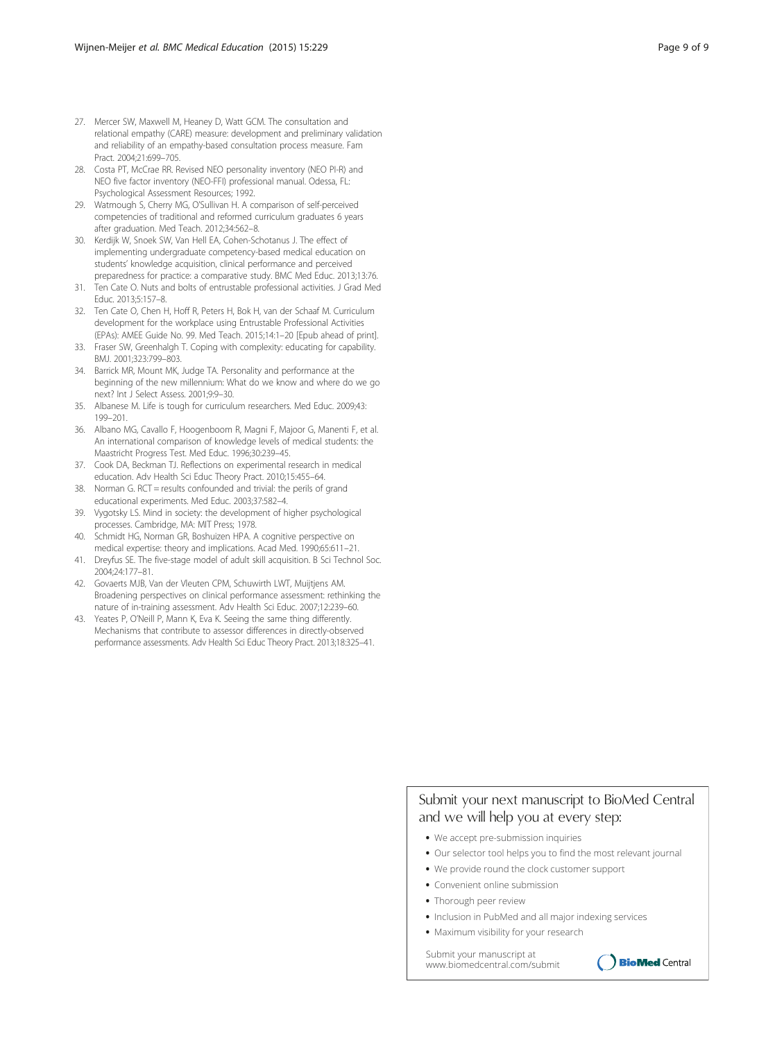27. Mercer SW, Maxwell M, Heaney D, Watt GCM. The consultation and relational empathy (CARE) measure: development and preliminary validation and reliability of an empathy-based consultation process measure. Fam Pract. 2004;21:699–705.
28. Costa PT, McCrae RR. Revised NEO personality inventory (NEO PI-R) and NEO five factor inventory (NEO-FFI) professional manual. Odessa, FL: Psychological Assessment Resources; 1992.
29. Watmough S, Cherry MG, O'Sullivan H. A comparison of self-perceived competencies of traditional and reformed curriculum graduates 6 years after graduation. Med Teach. 2012;34:562–8.
30. Kerdijk W, Snoek SW, Van Hell EA, Cohen-Schotanus J. The effect of implementing undergraduate competency-based medical education on students' knowledge acquisition, clinical performance and perceived preparedness for practice: a comparative study. BMC Med Educ. 2013;13:76.
31. Ten Cate O. Nuts and bolts of entrustable professional activities. J Grad Med Educ. 2013;5:157–8.
32. Ten Cate O, Chen H, Hoff R, Peters H, Bok H, van der Schaaf M. Curriculum development for the workplace using Entrustable Professional Activities (EPAs): AMEE Guide No. 99. Med Teach. 2015;14:1–20 [Epub ahead of print].
33. Fraser SW, Greenhalgh T. Coping with complexity: educating for capability. BMJ. 2001;323:799–803.
34. Barrick MR, Mount MK, Judge TA. Personality and performance at the beginning of the new millennium: What do we know and where do we go next? Int J Select Assess. 2001;9:9–30.
35. Albanese M. Life is tough for curriculum researchers. Med Educ. 2009;43: 199–201.
36. Albano MG, Cavallo F, Hoogenboom R, Magni F, Majoor G, Manenti F, et al. An international comparison of knowledge levels of medical students: the Maastricht Progress Test. Med Educ. 1996;30:239–45.
37. Cook DA, Beckman TJ. Reflections on experimental research in medical education. Adv Health Sci Educ Theory Pract. 2010;15:455–64.
38. Norman G. RCT = results confounded and trivial: the perils of grand educational experiments. Med Educ. 2003;37:582–4.
39. Vygotsky LS. Mind in society: the development of higher psychological processes. Cambridge, MA: MIT Press; 1978.
40. Schmidt HG, Norman GR, Boshuizen HPA. A cognitive perspective on medical expertise: theory and implications. Acad Med. 1990;65:611–21.
41. Dreyfus SE. The five-stage model of adult skill acquisition. B Sci Technol Soc. 2004;24:177–81.
42. Govaerts MJB, Van der Vleuten CPM, Schuwirth LWT, Muijtjens AM. Broadening perspectives on clinical performance assessment: rethinking the nature of in-training assessment. Adv Health Sci Educ. 2007;12:239–60.
43. Yeates P, O'Neill P, Mann K, Eva K. Seeing the same thing differently. Mechanisms that contribute to assessor differences in directly-observed performance assessments. Adv Health Sci Educ Theory Pract. 2013;18:325–41.

Submit your next manuscript to BioMed Central and we will help you at every step:

- We accept pre-submission inquiries
- Our selector tool helps you to find the most relevant journal
- We provide round the clock customer support
- Convenient online submission
- Thorough peer review
- Inclusion in PubMed and all major indexing services
- Maximum visibility for your research

Submit your manuscript at www.biomedcentral.com/submit

BioMed Central